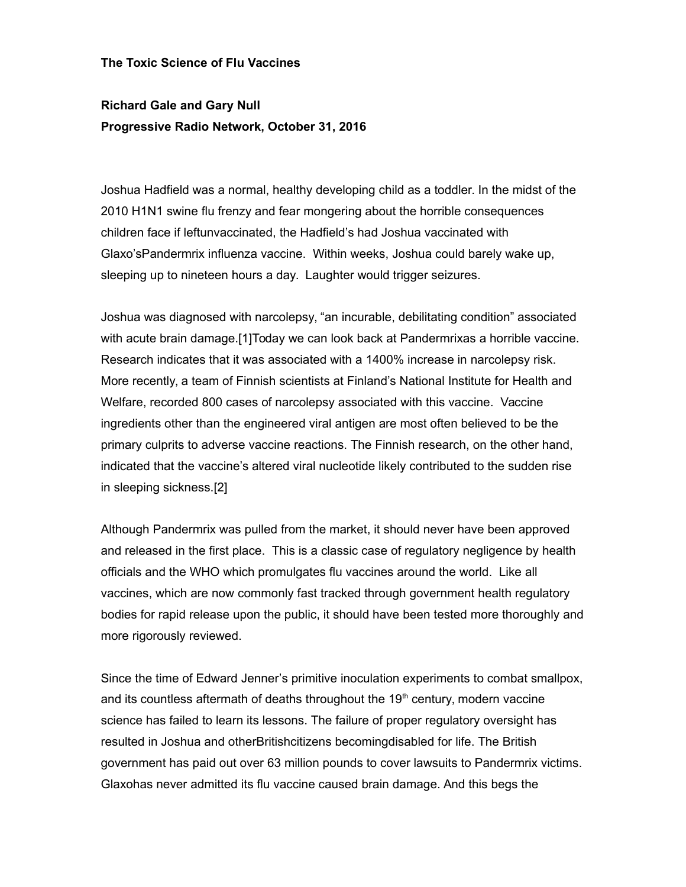**The Toxic Science of Flu Vaccines**

**Richard Gale and Gary Null**
**Progressive Radio Network, October 31, 2016**

Joshua Hadfield was a normal, healthy developing child as a toddler. In the midst of the 2010 H1N1 swine flu frenzy and fear mongering about the horrible consequences children face if leftunvaccinated, the Hadfield's had Joshua vaccinated with Glaxo'sPandermrix influenza vaccine. Within weeks, Joshua could barely wake up, sleeping up to nineteen hours a day. Laughter would trigger seizures.

Joshua was diagnosed with narcolepsy, "an incurable, debilitating condition" associated with acute brain damage.[1]Today we can look back at Pandermrixas a horrible vaccine. Research indicates that it was associated with a 1400% increase in narcolepsy risk. More recently, a team of Finnish scientists at Finland's National Institute for Health and Welfare, recorded 800 cases of narcolepsy associated with this vaccine. Vaccine ingredients other than the engineered viral antigen are most often believed to be the primary culprits to adverse vaccine reactions. The Finnish research, on the other hand, indicated that the vaccine's altered viral nucleotide likely contributed to the sudden rise in sleeping sickness.[2]

Although Pandermrix was pulled from the market, it should never have been approved and released in the first place. This is a classic case of regulatory negligence by health officials and the WHO which promulgates flu vaccines around the world. Like all vaccines, which are now commonly fast tracked through government health regulatory bodies for rapid release upon the public, it should have been tested more thoroughly and more rigorously reviewed.

Since the time of Edward Jenner's primitive inoculation experiments to combat smallpox, and its countless aftermath of deaths throughout the 19th century, modern vaccine science has failed to learn its lessons. The failure of proper regulatory oversight has resulted in Joshua and otherBritishcitizens becomingdisabled for life. The British government has paid out over 63 million pounds to cover lawsuits to Pandermrix victims. Glaxohas never admitted its flu vaccine caused brain damage. And this begs the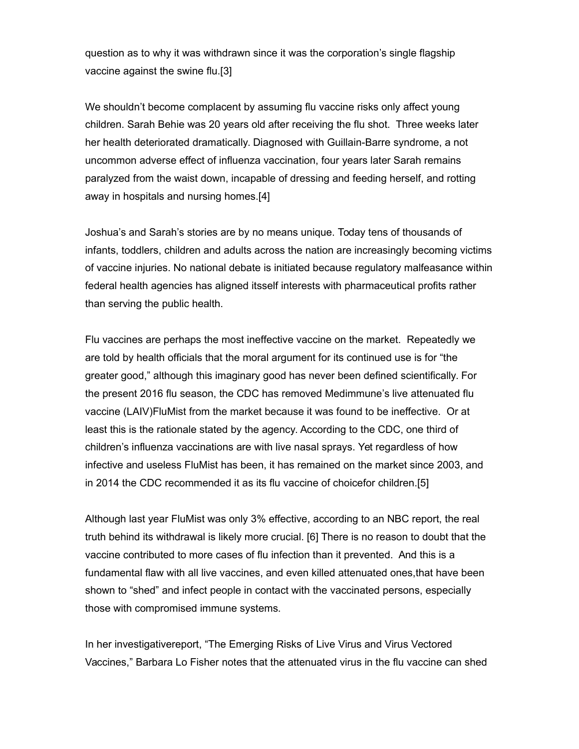question as to why it was withdrawn since it was the corporation's single flagship vaccine against the swine flu.[3]

We shouldn't become complacent by assuming flu vaccine risks only affect young children. Sarah Behie was 20 years old after receiving the flu shot. Three weeks later her health deteriorated dramatically. Diagnosed with Guillain-Barre syndrome, a not uncommon adverse effect of influenza vaccination, four years later Sarah remains paralyzed from the waist down, incapable of dressing and feeding herself, and rotting away in hospitals and nursing homes.[4]

Joshua's and Sarah's stories are by no means unique. Today tens of thousands of infants, toddlers, children and adults across the nation are increasingly becoming victims of vaccine injuries. No national debate is initiated because regulatory malfeasance within federal health agencies has aligned itsself interests with pharmaceutical profits rather than serving the public health.

Flu vaccines are perhaps the most ineffective vaccine on the market. Repeatedly we are told by health officials that the moral argument for its continued use is for "the greater good," although this imaginary good has never been defined scientifically. For the present 2016 flu season, the CDC has removed Medimmune's live attenuated flu vaccine (LAIV)FluMist from the market because it was found to be ineffective. Or at least this is the rationale stated by the agency. According to the CDC, one third of children's influenza vaccinations are with live nasal sprays. Yet regardless of how infective and useless FluMist has been, it has remained on the market since 2003, and in 2014 the CDC recommended it as its flu vaccine of choicefor children.[5]

Although last year FluMist was only 3% effective, according to an NBC report, the real truth behind its withdrawal is likely more crucial. [6] There is no reason to doubt that the vaccine contributed to more cases of flu infection than it prevented. And this is a fundamental flaw with all live vaccines, and even killed attenuated ones,that have been shown to "shed" and infect people in contact with the vaccinated persons, especially those with compromised immune systems.

In her investigativereport, "The Emerging Risks of Live Virus and Virus Vectored Vaccines," Barbara Lo Fisher notes that the attenuated virus in the flu vaccine can shed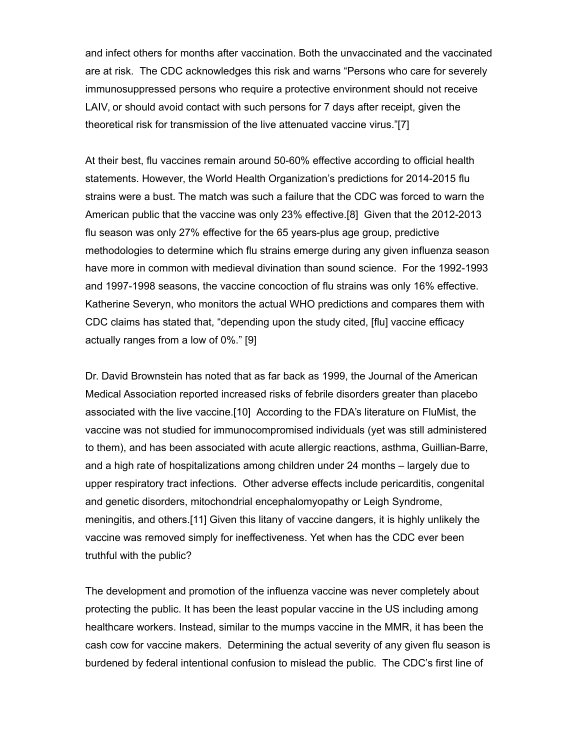and infect others for months after vaccination. Both the unvaccinated and the vaccinated are at risk.  The CDC acknowledges this risk and warns "Persons who care for severely immunosuppressed persons who require a protective environment should not receive LAIV, or should avoid contact with such persons for 7 days after receipt, given the theoretical risk for transmission of the live attenuated vaccine virus."[7]

At their best, flu vaccines remain around 50-60% effective according to official health statements. However, the World Health Organization's predictions for 2014-2015 flu strains were a bust. The match was such a failure that the CDC was forced to warn the American public that the vaccine was only 23% effective.[8]  Given that the 2012-2013 flu season was only 27% effective for the 65 years-plus age group, predictive methodologies to determine which flu strains emerge during any given influenza season have more in common with medieval divination than sound science.  For the 1992-1993 and 1997-1998 seasons, the vaccine concoction of flu strains was only 16% effective. Katherine Severyn, who monitors the actual WHO predictions and compares them with CDC claims has stated that, "depending upon the study cited, [flu] vaccine efficacy actually ranges from a low of 0%." [9]

Dr. David Brownstein has noted that as far back as 1999, the Journal of the American Medical Association reported increased risks of febrile disorders greater than placebo associated with the live vaccine.[10]  According to the FDA's literature on FluMist, the vaccine was not studied for immunocompromised individuals (yet was still administered to them), and has been associated with acute allergic reactions, asthma, Guillian-Barre, and a high rate of hospitalizations among children under 24 months – largely due to upper respiratory tract infections.  Other adverse effects include pericarditis, congenital and genetic disorders, mitochondrial encephalomyopathy or Leigh Syndrome, meningitis, and others.[11] Given this litany of vaccine dangers, it is highly unlikely the vaccine was removed simply for ineffectiveness. Yet when has the CDC ever been truthful with the public?

The development and promotion of the influenza vaccine was never completely about protecting the public. It has been the least popular vaccine in the US including among healthcare workers. Instead, similar to the mumps vaccine in the MMR, it has been the cash cow for vaccine makers.  Determining the actual severity of any given flu season is burdened by federal intentional confusion to mislead the public.  The CDC's first line of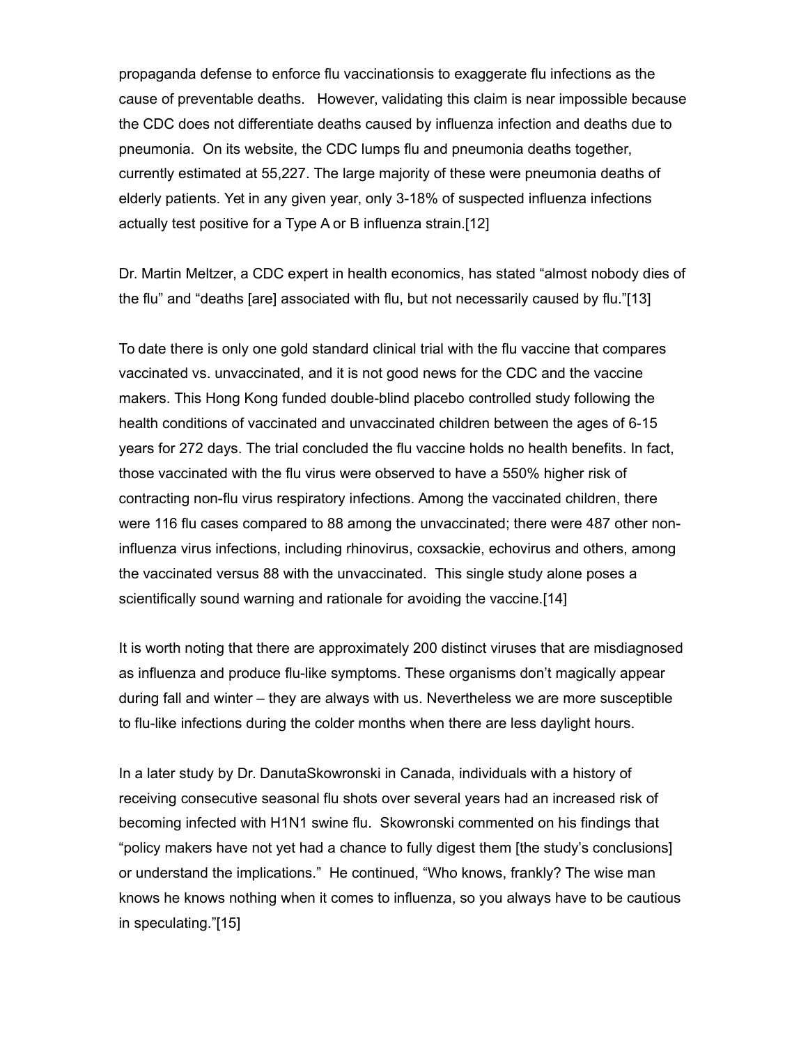propaganda defense to enforce flu vaccinationsis to exaggerate flu infections as the cause of preventable deaths. However, validating this claim is near impossible because the CDC does not differentiate deaths caused by influenza infection and deaths due to pneumonia. On its website, the CDC lumps flu and pneumonia deaths together, currently estimated at 55,227. The large majority of these were pneumonia deaths of elderly patients. Yet in any given year, only 3-18% of suspected influenza infections actually test positive for a Type A or B influenza strain.[12]

Dr. Martin Meltzer, a CDC expert in health economics, has stated "almost nobody dies of the flu" and "deaths [are] associated with flu, but not necessarily caused by flu."[13]

To date there is only one gold standard clinical trial with the flu vaccine that compares vaccinated vs. unvaccinated, and it is not good news for the CDC and the vaccine makers. This Hong Kong funded double-blind placebo controlled study following the health conditions of vaccinated and unvaccinated children between the ages of 6-15 years for 272 days. The trial concluded the flu vaccine holds no health benefits. In fact, those vaccinated with the flu virus were observed to have a 550% higher risk of contracting non-flu virus respiratory infections. Among the vaccinated children, there were 116 flu cases compared to 88 among the unvaccinated; there were 487 other non-influenza virus infections, including rhinovirus, coxsackie, echovirus and others, among the vaccinated versus 88 with the unvaccinated. This single study alone poses a scientifically sound warning and rationale for avoiding the vaccine.[14]

It is worth noting that there are approximately 200 distinct viruses that are misdiagnosed as influenza and produce flu-like symptoms. These organisms don't magically appear during fall and winter – they are always with us. Nevertheless we are more susceptible to flu-like infections during the colder months when there are less daylight hours.

In a later study by Dr. DanutaSkowronski in Canada, individuals with a history of receiving consecutive seasonal flu shots over several years had an increased risk of becoming infected with H1N1 swine flu. Skowronski commented on his findings that "policy makers have not yet had a chance to fully digest them [the study's conclusions] or understand the implications." He continued, "Who knows, frankly? The wise man knows he knows nothing when it comes to influenza, so you always have to be cautious in speculating."[15]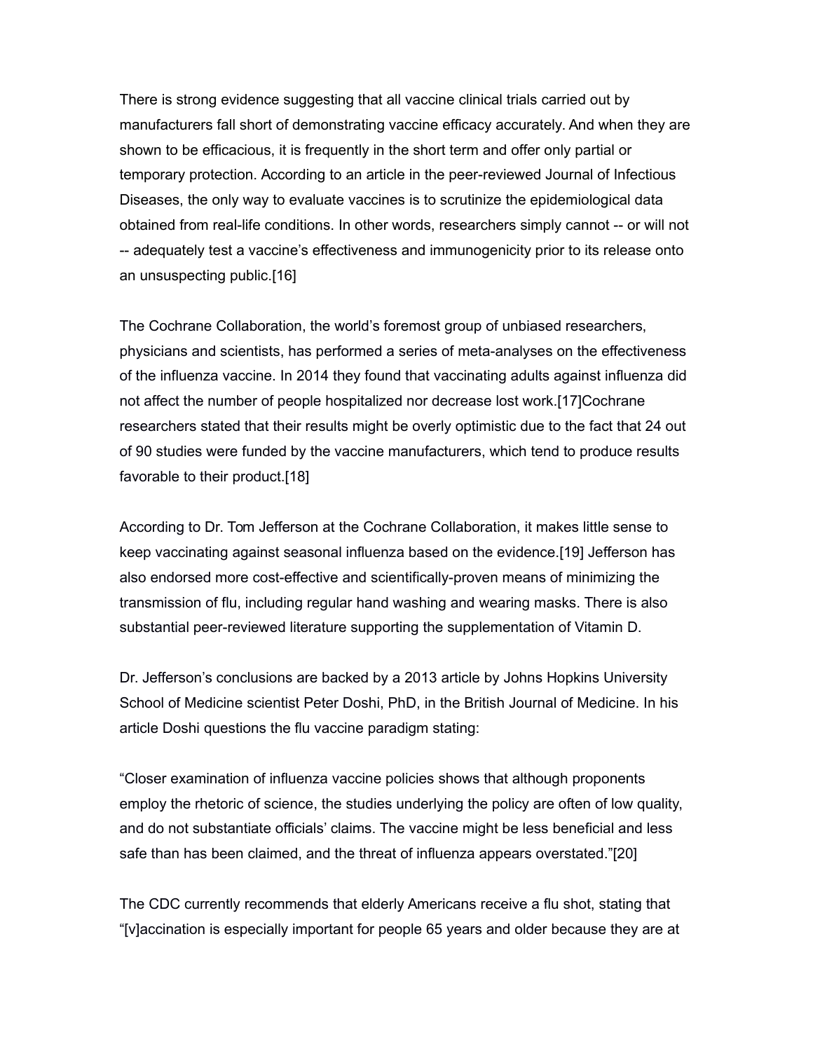There is strong evidence suggesting that all vaccine clinical trials carried out by manufacturers fall short of demonstrating vaccine efficacy accurately. And when they are shown to be efficacious, it is frequently in the short term and offer only partial or temporary protection. According to an article in the peer-reviewed Journal of Infectious Diseases, the only way to evaluate vaccines is to scrutinize the epidemiological data obtained from real-life conditions. In other words, researchers simply cannot -- or will not -- adequately test a vaccine's effectiveness and immunogenicity prior to its release onto an unsuspecting public.[16]

The Cochrane Collaboration, the world's foremost group of unbiased researchers, physicians and scientists, has performed a series of meta-analyses on the effectiveness of the influenza vaccine. In 2014 they found that vaccinating adults against influenza did not affect the number of people hospitalized nor decrease lost work.[17]Cochrane researchers stated that their results might be overly optimistic due to the fact that 24 out of 90 studies were funded by the vaccine manufacturers, which tend to produce results favorable to their product.[18]

According to Dr. Tom Jefferson at the Cochrane Collaboration, it makes little sense to keep vaccinating against seasonal influenza based on the evidence.[19] Jefferson has also endorsed more cost-effective and scientifically-proven means of minimizing the transmission of flu, including regular hand washing and wearing masks. There is also substantial peer-reviewed literature supporting the supplementation of Vitamin D.

Dr. Jefferson's conclusions are backed by a 2013 article by Johns Hopkins University School of Medicine scientist Peter Doshi, PhD, in the British Journal of Medicine. In his article Doshi questions the flu vaccine paradigm stating:

"Closer examination of influenza vaccine policies shows that although proponents employ the rhetoric of science, the studies underlying the policy are often of low quality, and do not substantiate officials' claims. The vaccine might be less beneficial and less safe than has been claimed, and the threat of influenza appears overstated."[20]

The CDC currently recommends that elderly Americans receive a flu shot, stating that "[v]accination is especially important for people 65 years and older because they are at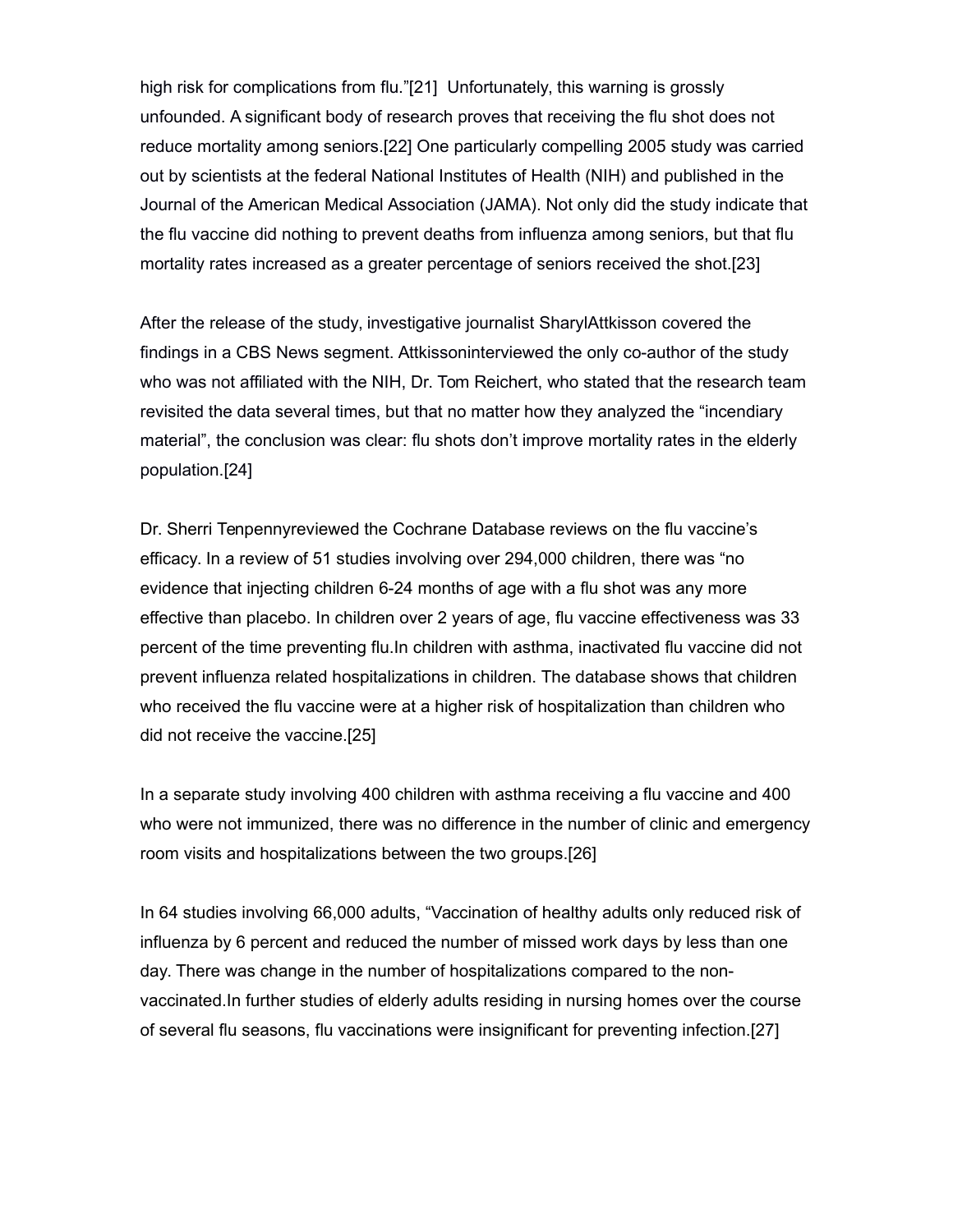high risk for complications from flu."[21] Unfortunately, this warning is grossly unfounded. A significant body of research proves that receiving the flu shot does not reduce mortality among seniors.[22] One particularly compelling 2005 study was carried out by scientists at the federal National Institutes of Health (NIH) and published in the Journal of the American Medical Association (JAMA). Not only did the study indicate that the flu vaccine did nothing to prevent deaths from influenza among seniors, but that flu mortality rates increased as a greater percentage of seniors received the shot.[23]

After the release of the study, investigative journalist SharylAttkisson covered the findings in a CBS News segment. Attkissoninterviewed the only co-author of the study who was not affiliated with the NIH, Dr. Tom Reichert, who stated that the research team revisited the data several times, but that no matter how they analyzed the "incendiary material", the conclusion was clear: flu shots don't improve mortality rates in the elderly population.[24]

Dr. Sherri Tenpennyreviewed the Cochrane Database reviews on the flu vaccine's efficacy. In a review of 51 studies involving over 294,000 children, there was "no evidence that injecting children 6-24 months of age with a flu shot was any more effective than placebo. In children over 2 years of age, flu vaccine effectiveness was 33 percent of the time preventing flu.In children with asthma, inactivated flu vaccine did not prevent influenza related hospitalizations in children. The database shows that children who received the flu vaccine were at a higher risk of hospitalization than children who did not receive the vaccine.[25]

In a separate study involving 400 children with asthma receiving a flu vaccine and 400 who were not immunized, there was no difference in the number of clinic and emergency room visits and hospitalizations between the two groups.[26]

In 64 studies involving 66,000 adults, "Vaccination of healthy adults only reduced risk of influenza by 6 percent and reduced the number of missed work days by less than one day. There was change in the number of hospitalizations compared to the non-vaccinated.In further studies of elderly adults residing in nursing homes over the course of several flu seasons, flu vaccinations were insignificant for preventing infection.[27]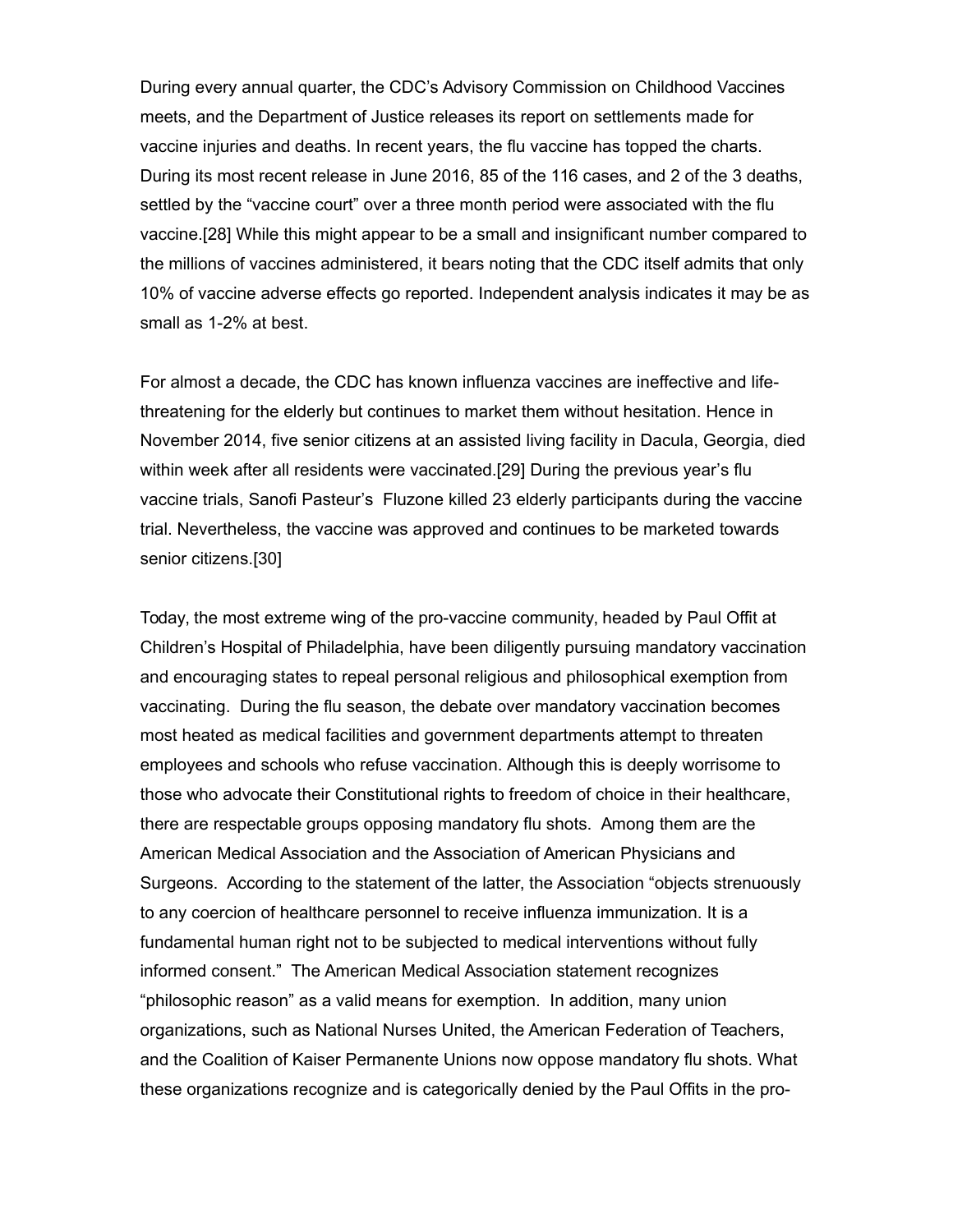During every annual quarter, the CDC's Advisory Commission on Childhood Vaccines meets, and the Department of Justice releases its report on settlements made for vaccine injuries and deaths. In recent years, the flu vaccine has topped the charts. During its most recent release in June 2016, 85 of the 116 cases, and 2 of the 3 deaths, settled by the "vaccine court" over a three month period were associated with the flu vaccine.[28] While this might appear to be a small and insignificant number compared to the millions of vaccines administered, it bears noting that the CDC itself admits that only 10% of vaccine adverse effects go reported. Independent analysis indicates it may be as small as 1-2% at best.

For almost a decade, the CDC has known influenza vaccines are ineffective and life-threatening for the elderly but continues to market them without hesitation. Hence in November 2014, five senior citizens at an assisted living facility in Dacula, Georgia, died within week after all residents were vaccinated.[29] During the previous year's flu vaccine trials, Sanofi Pasteur's Fluzone killed 23 elderly participants during the vaccine trial. Nevertheless, the vaccine was approved and continues to be marketed towards senior citizens.[30]

Today, the most extreme wing of the pro-vaccine community, headed by Paul Offit at Children's Hospital of Philadelphia, have been diligently pursuing mandatory vaccination and encouraging states to repeal personal religious and philosophical exemption from vaccinating. During the flu season, the debate over mandatory vaccination becomes most heated as medical facilities and government departments attempt to threaten employees and schools who refuse vaccination. Although this is deeply worrisome to those who advocate their Constitutional rights to freedom of choice in their healthcare, there are respectable groups opposing mandatory flu shots. Among them are the American Medical Association and the Association of American Physicians and Surgeons. According to the statement of the latter, the Association "objects strenuously to any coercion of healthcare personnel to receive influenza immunization. It is a fundamental human right not to be subjected to medical interventions without fully informed consent." The American Medical Association statement recognizes "philosophic reason" as a valid means for exemption. In addition, many union organizations, such as National Nurses United, the American Federation of Teachers, and the Coalition of Kaiser Permanente Unions now oppose mandatory flu shots. What these organizations recognize and is categorically denied by the Paul Offits in the pro-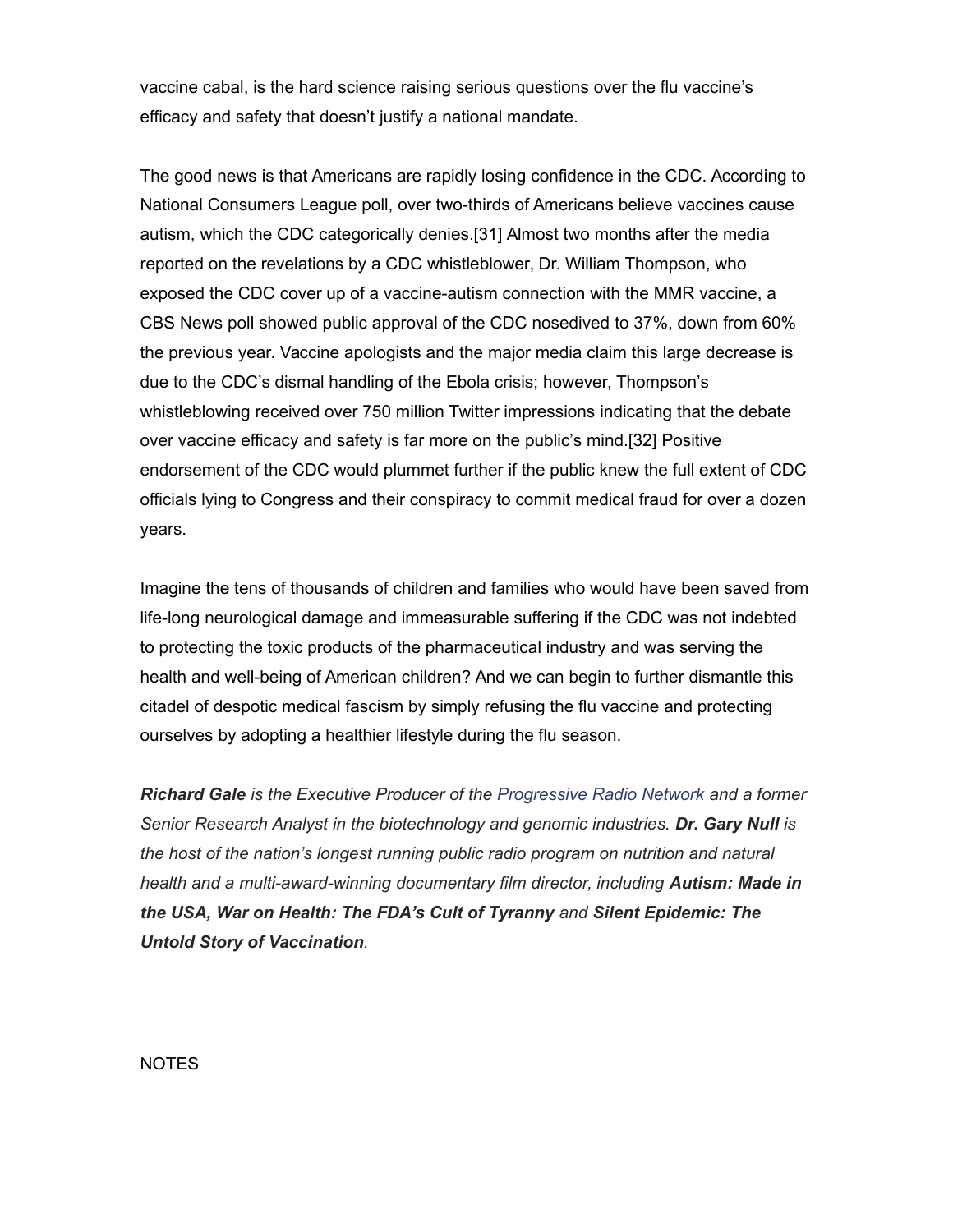vaccine cabal, is the hard science raising serious questions over the flu vaccine's efficacy and safety that doesn't justify a national mandate.

The good news is that Americans are rapidly losing confidence in the CDC. According to National Consumers League poll, over two-thirds of Americans believe vaccines cause autism, which the CDC categorically denies.[31] Almost two months after the media reported on the revelations by a CDC whistleblower, Dr. William Thompson, who exposed the CDC cover up of a vaccine-autism connection with the MMR vaccine, a CBS News poll showed public approval of the CDC nosedived to 37%, down from 60% the previous year. Vaccine apologists and the major media claim this large decrease is due to the CDC's dismal handling of the Ebola crisis; however, Thompson's whistleblowing received over 750 million Twitter impressions indicating that the debate over vaccine efficacy and safety is far more on the public's mind.[32] Positive endorsement of the CDC would plummet further if the public knew the full extent of CDC officials lying to Congress and their conspiracy to commit medical fraud for over a dozen years.

Imagine the tens of thousands of children and families who would have been saved from life-long neurological damage and immeasurable suffering if the CDC was not indebted to protecting the toxic products of the pharmaceutical industry and was serving the health and well-being of American children? And we can begin to further dismantle this citadel of despotic medical fascism by simply refusing the flu vaccine and protecting ourselves by adopting a healthier lifestyle during the flu season.

***Richard Gale*** *is the Executive Producer of the [Progressive Radio Network] and a former Senior Research Analyst in the biotechnology and genomic industries.* ***Dr. Gary Null*** *is the host of the nation's longest running public radio program on nutrition and natural health and a multi-award-winning documentary film director, including* ***Autism: Made in the USA, War on Health: The FDA's Cult of Tyranny*** *and* ***Silent Epidemic: The Untold Story of Vaccination****.*

NOTES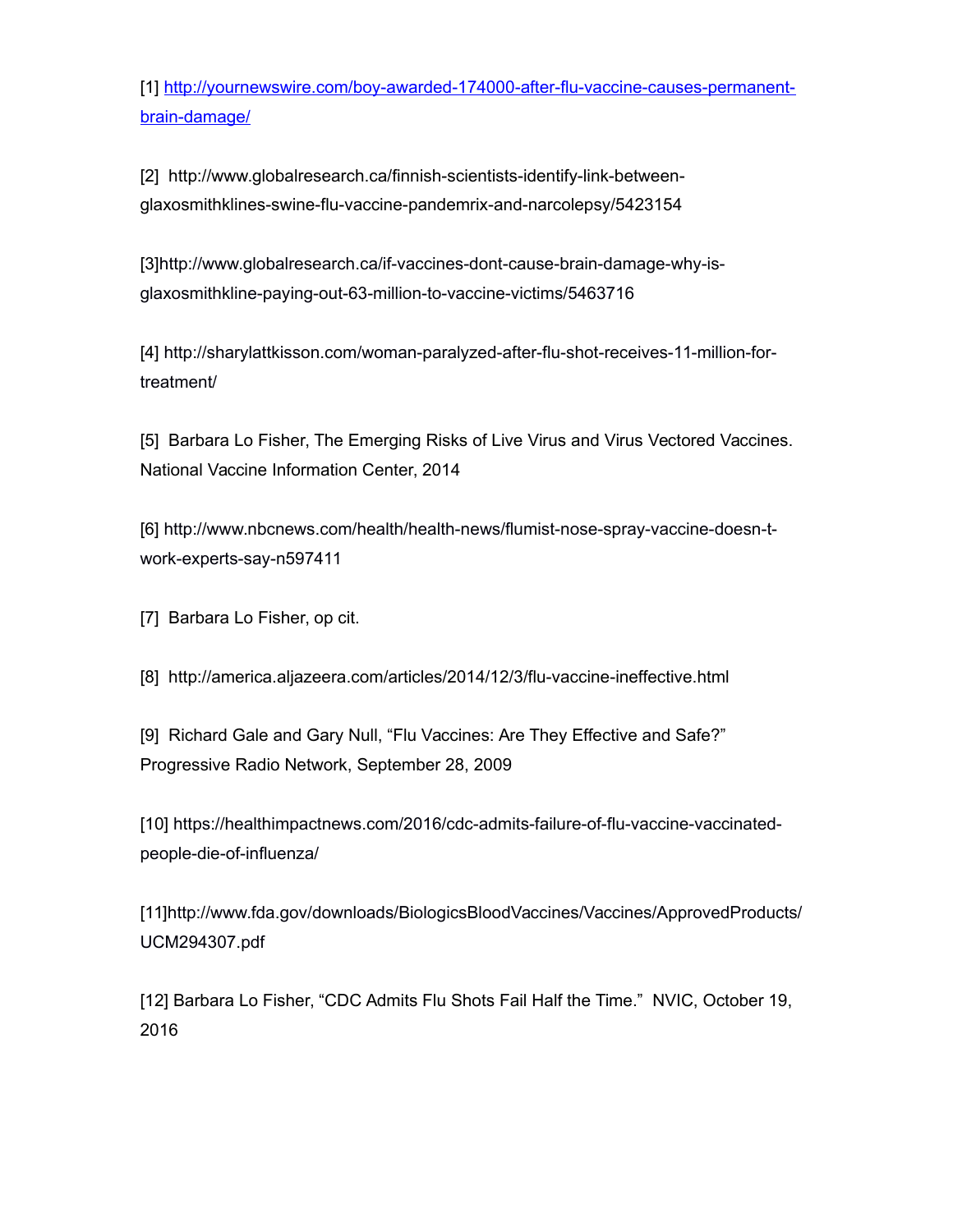[1] http://yournewswire.com/boy-awarded-174000-after-flu-vaccine-causes-permanent-brain-damage/

[2] http://www.globalresearch.ca/finnish-scientists-identify-link-between-glaxosmithklines-swine-flu-vaccine-pandemrix-and-narcolepsy/5423154

[3]http://www.globalresearch.ca/if-vaccines-dont-cause-brain-damage-why-is-glaxosmithkline-paying-out-63-million-to-vaccine-victims/5463716

[4] http://sharylattkisson.com/woman-paralyzed-after-flu-shot-receives-11-million-for-treatment/

[5] Barbara Lo Fisher, The Emerging Risks of Live Virus and Virus Vectored Vaccines. National Vaccine Information Center, 2014

[6] http://www.nbcnews.com/health/health-news/flumist-nose-spray-vaccine-doesn-t-work-experts-say-n597411

[7] Barbara Lo Fisher, op cit.

[8] http://america.aljazeera.com/articles/2014/12/3/flu-vaccine-ineffective.html

[9] Richard Gale and Gary Null, "Flu Vaccines: Are They Effective and Safe?" Progressive Radio Network, September 28, 2009

[10] https://healthimpactnews.com/2016/cdc-admits-failure-of-flu-vaccine-vaccinated-people-die-of-influenza/

[11]http://www.fda.gov/downloads/BiologicsBloodVaccines/Vaccines/ApprovedProducts/UCM294307.pdf

[12] Barbara Lo Fisher, "CDC Admits Flu Shots Fail Half the Time." NVIC, October 19, 2016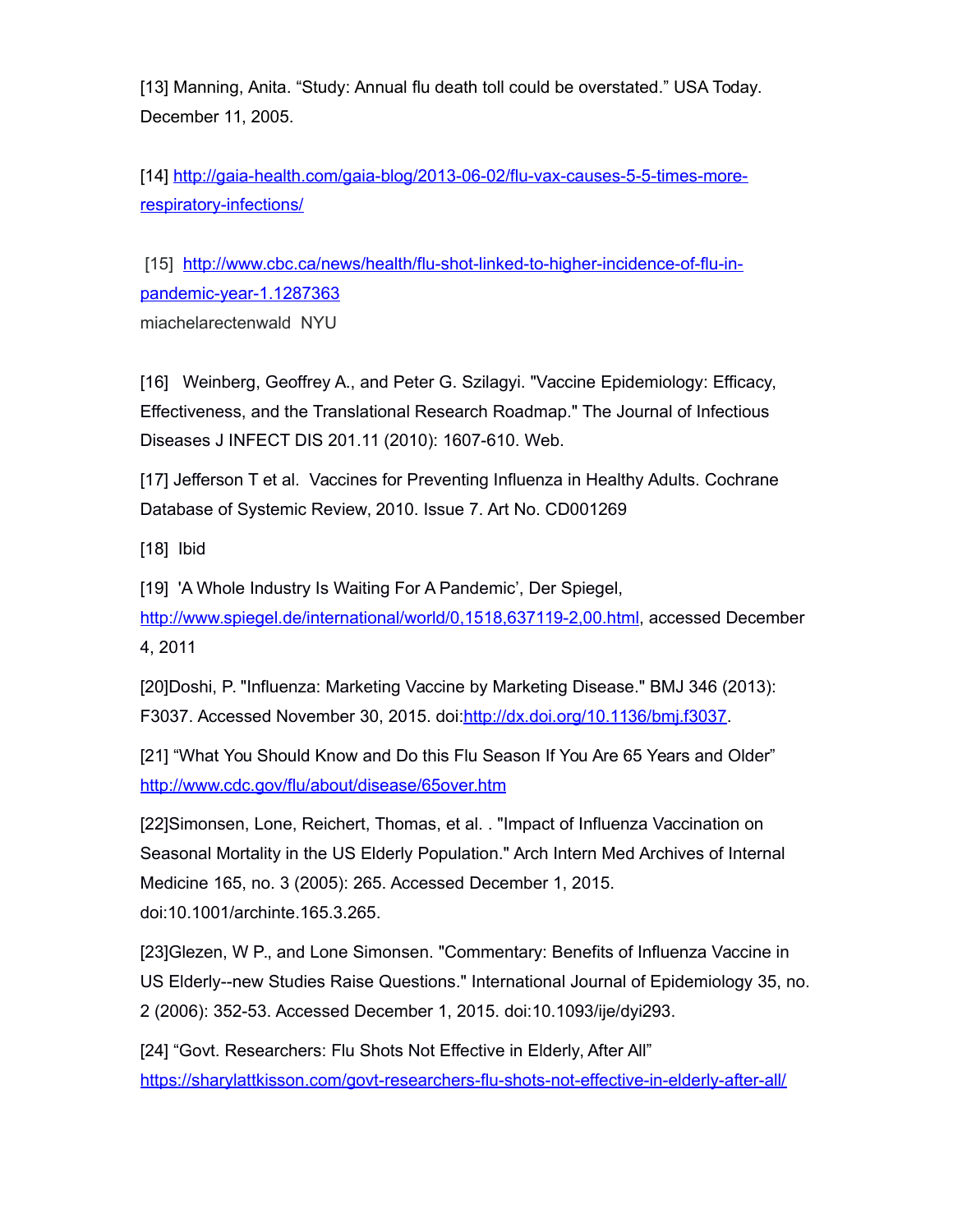[13] Manning, Anita. “Study: Annual flu death toll could be overstated.” USA Today. December 11, 2005.

[14] http://gaia-health.com/gaia-blog/2013-06-02/flu-vax-causes-5-5-times-more-respiratory-infections/

[15] http://www.cbc.ca/news/health/flu-shot-linked-to-higher-incidence-of-flu-in-pandemic-year-1.1287363
miachelarectenwald NYU

[16] Weinberg, Geoffrey A., and Peter G. Szilagyi. "Vaccine Epidemiology: Efficacy, Effectiveness, and the Translational Research Roadmap." The Journal of Infectious Diseases J INFECT DIS 201.11 (2010): 1607-610. Web.

[17] Jefferson T et al. Vaccines for Preventing Influenza in Healthy Adults. Cochrane Database of Systemic Review, 2010. Issue 7. Art No. CD001269

[18] Ibid

[19] 'A Whole Industry Is Waiting For A Pandemic’, Der Spiegel, http://www.spiegel.de/international/world/0,1518,637119-2,00.html, accessed December 4, 2011

[20]Doshi, P. "Influenza: Marketing Vaccine by Marketing Disease." BMJ 346 (2013): F3037. Accessed November 30, 2015. doi:http://dx.doi.org/10.1136/bmj.f3037.

[21] “What You Should Know and Do this Flu Season If You Are 65 Years and Older” http://www.cdc.gov/flu/about/disease/65over.htm

[22]Simonsen, Lone, Reichert, Thomas, et al. . "Impact of Influenza Vaccination on Seasonal Mortality in the US Elderly Population." Arch Intern Med Archives of Internal Medicine 165, no. 3 (2005): 265. Accessed December 1, 2015. doi:10.1001/archinte.165.3.265.

[23]Glezen, W P., and Lone Simonsen. "Commentary: Benefits of Influenza Vaccine in US Elderly--new Studies Raise Questions." International Journal of Epidemiology 35, no. 2 (2006): 352-53. Accessed December 1, 2015. doi:10.1093/ije/dyi293.

[24] “Govt. Researchers: Flu Shots Not Effective in Elderly, After All” https://sharylattkisson.com/govt-researchers-flu-shots-not-effective-in-elderly-after-all/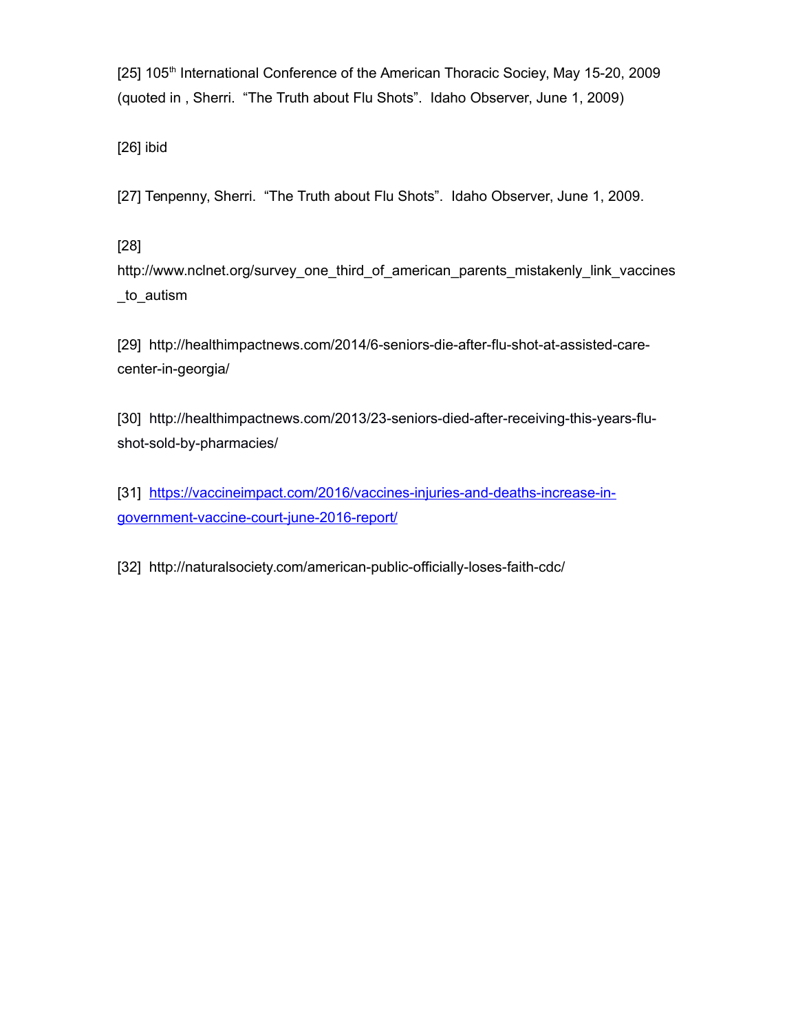[25] 105th International Conference of the American Thoracic Sociey, May 15-20, 2009 (quoted in , Sherri. “The Truth about Flu Shots”. Idaho Observer, June 1, 2009)

[26] ibid

[27] Tenpenny, Sherri. “The Truth about Flu Shots”. Idaho Observer, June 1, 2009.

[28] http://www.nclnet.org/survey_one_third_of_american_parents_mistakenly_link_vaccines_to_autism

[29] http://healthimpactnews.com/2014/6-seniors-die-after-flu-shot-at-assisted-care-center-in-georgia/

[30] http://healthimpactnews.com/2013/23-seniors-died-after-receiving-this-years-flu-shot-sold-by-pharmacies/

[31] [https://vaccineimpact.com/2016/vaccines-injuries-and-deaths-increase-in-government-vaccine-court-june-2016-report/](https://vaccineimpact.com/2016/vaccines-injuries-and-deaths-increase-in-government-vaccine-court-june-2016-report/)

[32] http://naturalsociety.com/american-public-officially-loses-faith-cdc/